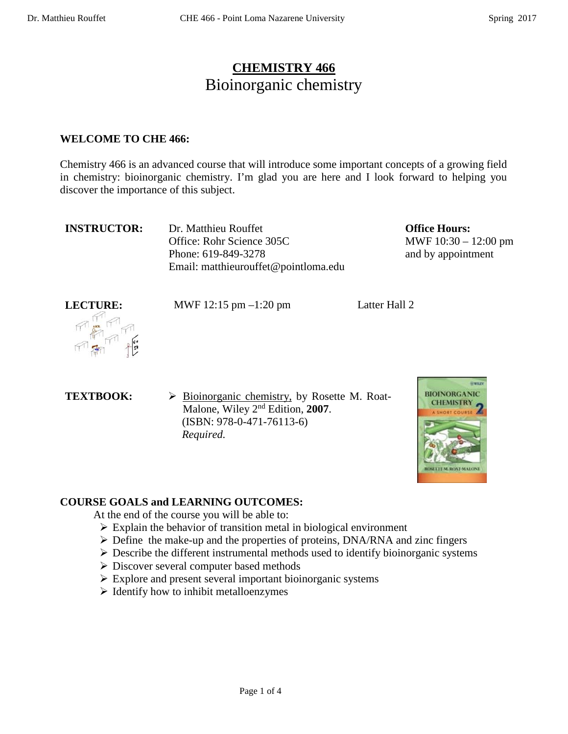# CHEMISTRY 466

## Bioinorganic chemistry

**WELCOME TO CHE 466:**

Chemistry 466 is an advanced course that will introduce some important concepts of a growing field in chemistry: bioinorganic chemistry. I'm glad you are here and I look forward to helping you discover the importance of this subject.

**INSTRUCTOR:** Dr. Matthieu Rouffet
Office: Rohr Science 305C
Phone: 619-849-3278
Email: matthieurouffet@pointloma.edu

**Office Hours:**
MWF 10:30 – 12:00 pm
and by appointment

**LECTURE:** MWF 12:15 pm –1:20 pm   Latter Hall 2

**TEXTBOOK:**

- Bioinorganic chemistry, by Rosette M. Roat-Malone, Wiley 2nd Edition, **2007**.
  (ISBN: 978-0-471-76113-6)
  *Required.*

**COURSE GOALS and LEARNING OUTCOMES:**

At the end of the course you will be able to:

- Explain the behavior of transition metal in biological environment
- Define the make-up and the properties of proteins, DNA/RNA and zinc fingers
- Describe the different instrumental methods used to identify bioinorganic systems
- Discover several computer based methods
- Explore and present several important bioinorganic systems
- Identify how to inhibit metalloenzymes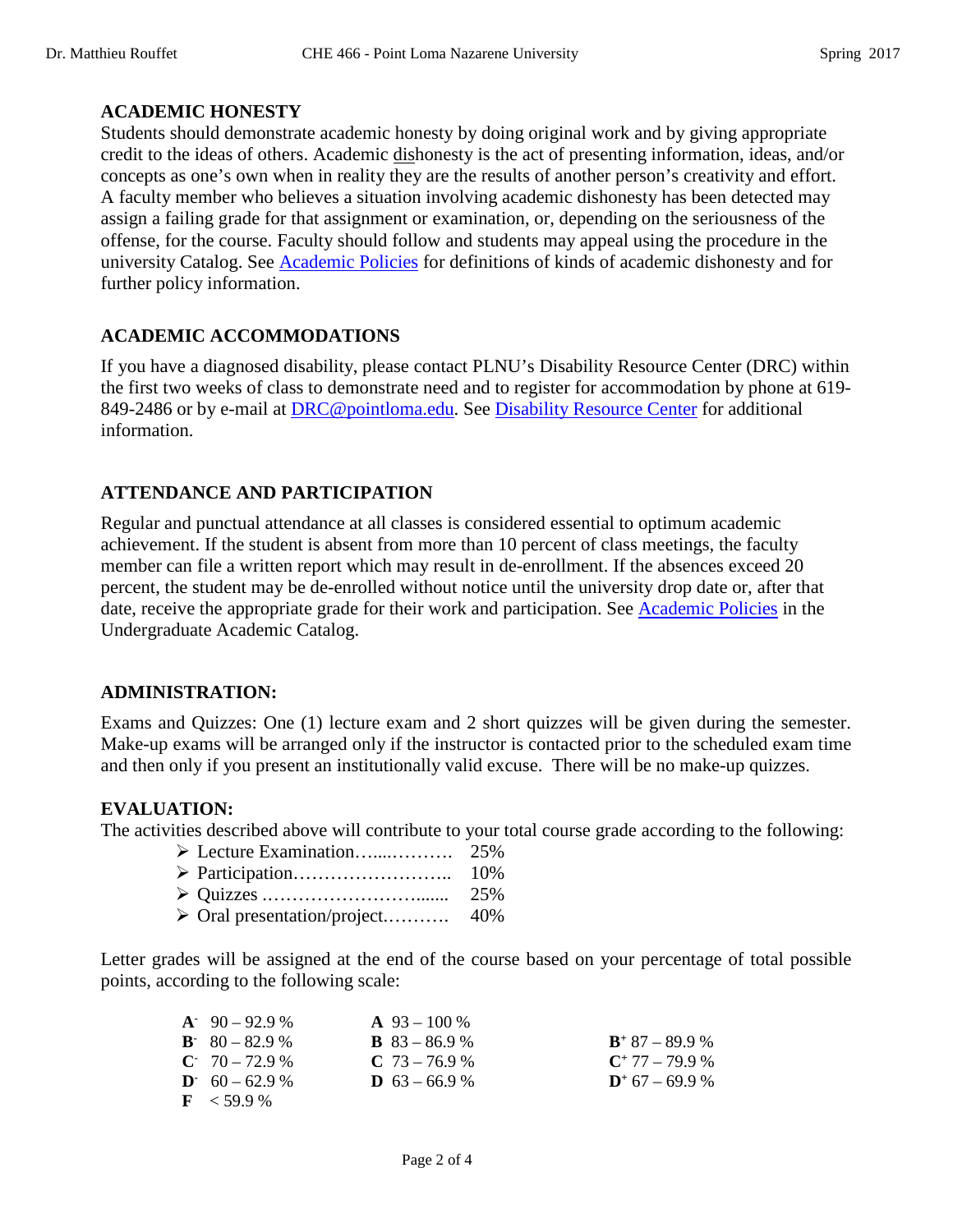## ACADEMIC HONESTY

Students should demonstrate academic honesty by doing original work and by giving appropriate credit to the ideas of others. Academic dishonesty is the act of presenting information, ideas, and/or concepts as one's own when in reality they are the results of another person's creativity and effort. A faculty member who believes a situation involving academic dishonesty has been detected may assign a failing grade for that assignment or examination, or, depending on the seriousness of the offense, for the course. Faculty should follow and students may appeal using the procedure in the university Catalog. See Academic Policies for definitions of kinds of academic dishonesty and for further policy information.

## ACADEMIC ACCOMMODATIONS

If you have a diagnosed disability, please contact PLNU's Disability Resource Center (DRC) within the first two weeks of class to demonstrate need and to register for accommodation by phone at 619-849-2486 or by e-mail at DRC@pointloma.edu. See Disability Resource Center for additional information.

## ATTENDANCE AND PARTICIPATION

Regular and punctual attendance at all classes is considered essential to optimum academic achievement. If the student is absent from more than 10 percent of class meetings, the faculty member can file a written report which may result in de-enrollment. If the absences exceed 20 percent, the student may be de-enrolled without notice until the university drop date or, after that date, receive the appropriate grade for their work and participation. See Academic Policies in the Undergraduate Academic Catalog.

## ADMINISTRATION:

Exams and Quizzes: One (1) lecture exam and 2 short quizzes will be given during the semester. Make-up exams will be arranged only if the instructor is contacted prior to the scheduled exam time and then only if you present an institutionally valid excuse. There will be no make-up quizzes.

## EVALUATION:

The activities described above will contribute to your total course grade according to the following:

- Lecture Examination…....………. 25%
- Participation…………………….. 10%
- Quizzes .……………………....... 25%
- Oral presentation/project.………. 40%

Letter grades will be assigned at the end of the course based on your percentage of total possible points, according to the following scale:

| | | |
|---|---|---|
| **A⁻** 90 – 92.9 % | **A** 93 – 100 % | |
| **B⁻** 80 – 82.9 % | **B** 83 – 86.9 % | **B⁺** 87 – 89.9 % |
| **C⁻** 70 – 72.9 % | **C** 73 – 76.9 % | **C⁺** 77 – 79.9 % |
| **D⁻** 60 – 62.9 % | **D** 63 – 66.9 % | **D⁺** 67 – 69.9 % |
| **F** < 59.9 % | | |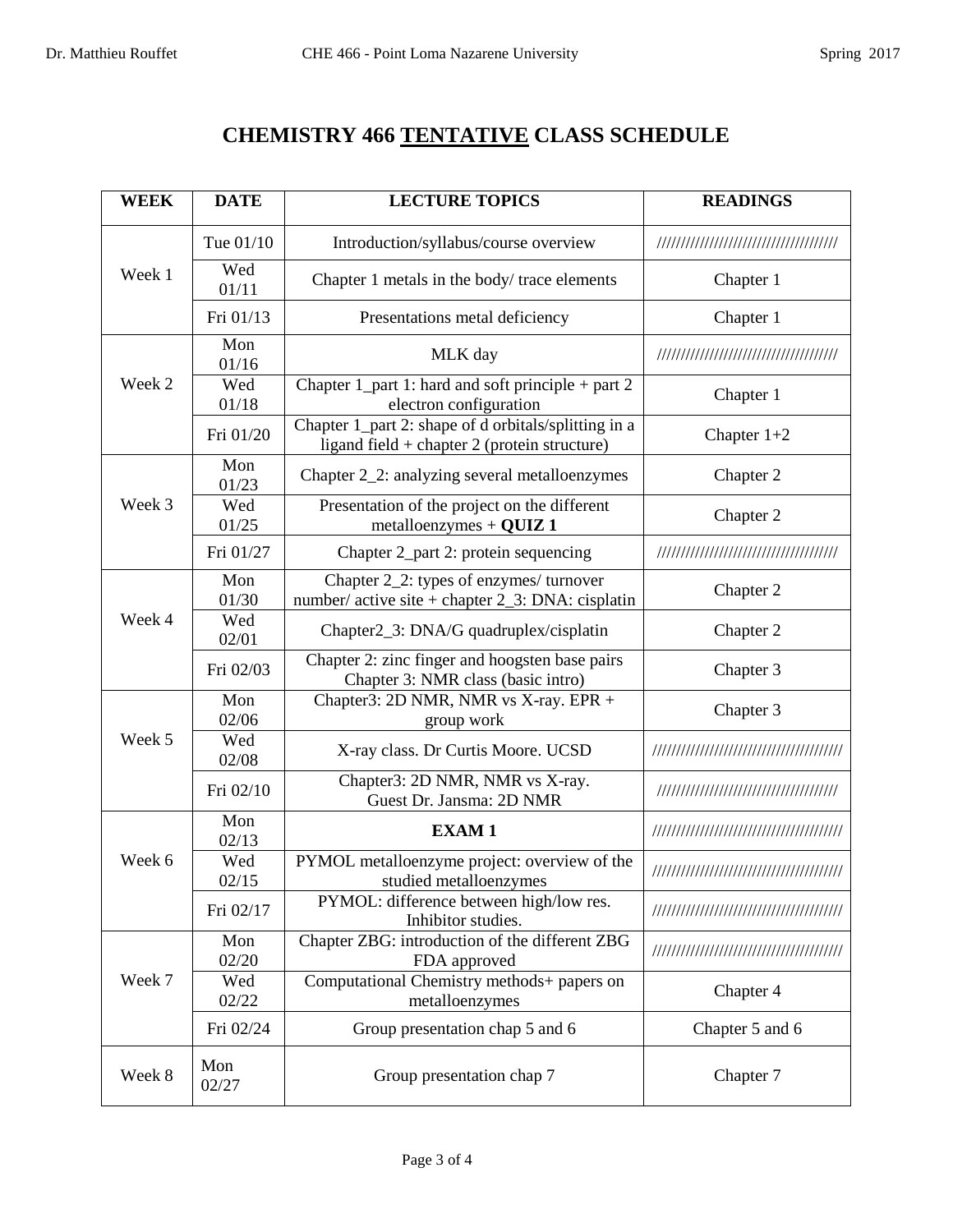# CHEMISTRY 466 TENTATIVE CLASS SCHEDULE

| WEEK | DATE | LECTURE TOPICS | READINGS |
|---|---|---|---|
| Week 1 | Tue 01/10 | Introduction/syllabus/course overview | ///////////////////////////////////// |
| | Wed 01/11 | Chapter 1 metals in the body/ trace elements | Chapter 1 |
| | Fri 01/13 | Presentations metal deficiency | Chapter 1 |
| Week 2 | Mon 01/16 | MLK day | ///////////////////////////////////// |
| | Wed 01/18 | Chapter 1_part 1: hard and soft principle + part 2 electron configuration | Chapter 1 |
| | Fri 01/20 | Chapter 1_part 2: shape of d orbitals/splitting in a ligand field + chapter 2 (protein structure) | Chapter 1+2 |
| Week 3 | Mon 01/23 | Chapter 2_2: analyzing several metalloenzymes | Chapter 2 |
| | Wed 01/25 | Presentation of the project on the different metalloenzymes + **QUIZ 1** | Chapter 2 |
| | Fri 01/27 | Chapter 2_part 2: protein sequencing | ///////////////////////////////////// |
| Week 4 | Mon 01/30 | Chapter 2_2: types of enzymes/ turnover number/ active site + chapter 2_3: DNA: cisplatin | Chapter 2 |
| | Wed 02/01 | Chapter2_3: DNA/G quadruplex/cisplatin | Chapter 2 |
| | Fri 02/03 | Chapter 2: zinc finger and hoogsten base pairs Chapter 3: NMR class (basic intro) | Chapter 3 |
| Week 5 | Mon 02/06 | Chapter3: 2D NMR, NMR vs X-ray. EPR + group work | Chapter 3 |
| | Wed 02/08 | X-ray class. Dr Curtis Moore. UCSD | ///////////////////////////////////// |
| | Fri 02/10 | Chapter3: 2D NMR, NMR vs X-ray. Guest Dr. Jansma: 2D NMR | ///////////////////////////////////// |
| Week 6 | Mon 02/13 | **EXAM 1** | ///////////////////////////////////// |
| | Wed 02/15 | PYMOL metalloenzyme project: overview of the studied metalloenzymes | ///////////////////////////////////// |
| | Fri 02/17 | PYMOL: difference between high/low res. Inhibitor studies. | ///////////////////////////////////// |
| Week 7 | Mon 02/20 | Chapter ZBG: introduction of the different ZBG FDA approved | ///////////////////////////////////// |
| | Wed 02/22 | Computational Chemistry methods+ papers on metalloenzymes | Chapter 4 |
| | Fri 02/24 | Group presentation chap 5 and 6 | Chapter 5 and 6 |
| Week 8 | Mon 02/27 | Group presentation chap 7 | Chapter 7 |